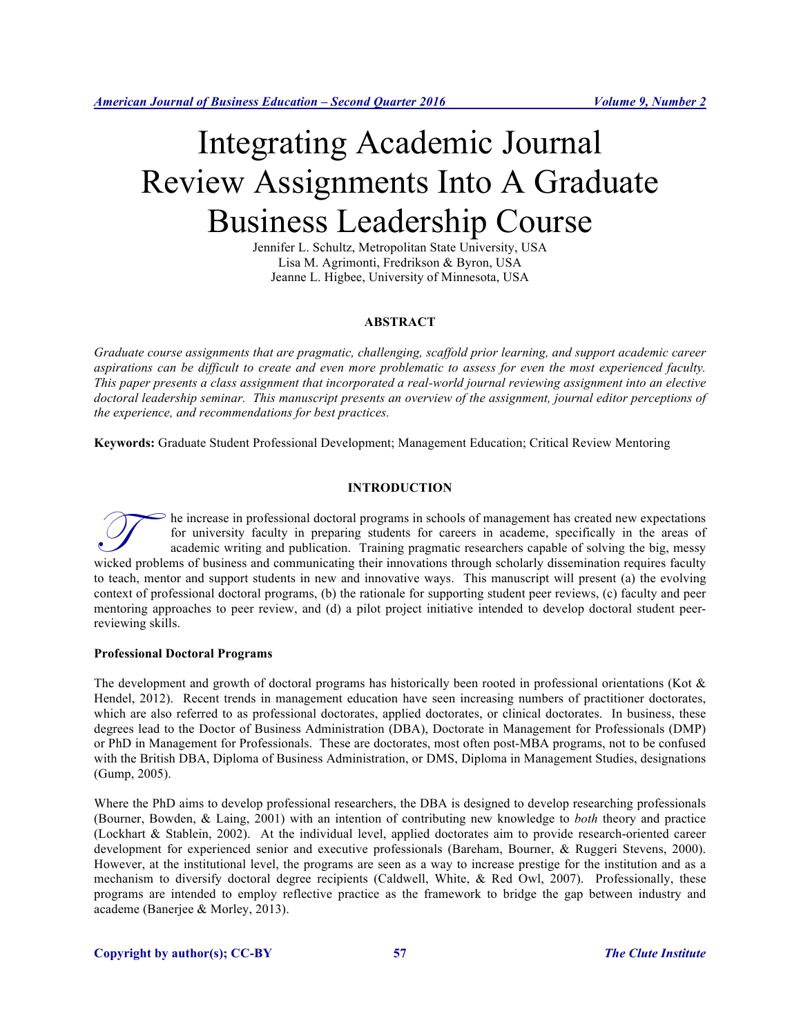# Integrating Academic Journal Review Assignments Into A Graduate Business Leadership Course

Jennifer L. Schultz, Metropolitan State University, USA
Lisa M. Agrimonti, Fredrikson & Byron, USA
Jeanne L. Higbee, University of Minnesota, USA

## ABSTRACT

*Graduate course assignments that are pragmatic, challenging, scaffold prior learning, and support academic career aspirations can be difficult to create and even more problematic to assess for even the most experienced faculty. This paper presents a class assignment that incorporated a real-world journal reviewing assignment into an elective doctoral leadership seminar. This manuscript presents an overview of the assignment, journal editor perceptions of the experience, and recommendations for best practices.*

**Keywords:** Graduate Student Professional Development; Management Education; Critical Review Mentoring

## INTRODUCTION

The increase in professional doctoral programs in schools of management has created new expectations for university faculty in preparing students for careers in academe, specifically in the areas of academic writing and publication. Training pragmatic researchers capable of solving the big, messy wicked problems of business and communicating their innovations through scholarly dissemination requires faculty to teach, mentor and support students in new and innovative ways. This manuscript will present (a) the evolving context of professional doctoral programs, (b) the rationale for supporting student peer reviews, (c) faculty and peer mentoring approaches to peer review, and (d) a pilot project initiative intended to develop doctoral student peer-reviewing skills.

### Professional Doctoral Programs

The development and growth of doctoral programs has historically been rooted in professional orientations (Kot & Hendel, 2012). Recent trends in management education have seen increasing numbers of practitioner doctorates, which are also referred to as professional doctorates, applied doctorates, or clinical doctorates. In business, these degrees lead to the Doctor of Business Administration (DBA), Doctorate in Management for Professionals (DMP) or PhD in Management for Professionals. These are doctorates, most often post-MBA programs, not to be confused with the British DBA, Diploma of Business Administration, or DMS, Diploma in Management Studies, designations (Gump, 2005).

Where the PhD aims to develop professional researchers, the DBA is designed to develop researching professionals (Bourner, Bowden, & Laing, 2001) with an intention of contributing new knowledge to *both* theory and practice (Lockhart & Stablein, 2002). At the individual level, applied doctorates aim to provide research-oriented career development for experienced senior and executive professionals (Bareham, Bourner, & Ruggeri Stevens, 2000). However, at the institutional level, the programs are seen as a way to increase prestige for the institution and as a mechanism to diversify doctoral degree recipients (Caldwell, White, & Red Owl, 2007). Professionally, these programs are intended to employ reflective practice as the framework to bridge the gap between industry and academe (Banerjee & Morley, 2013).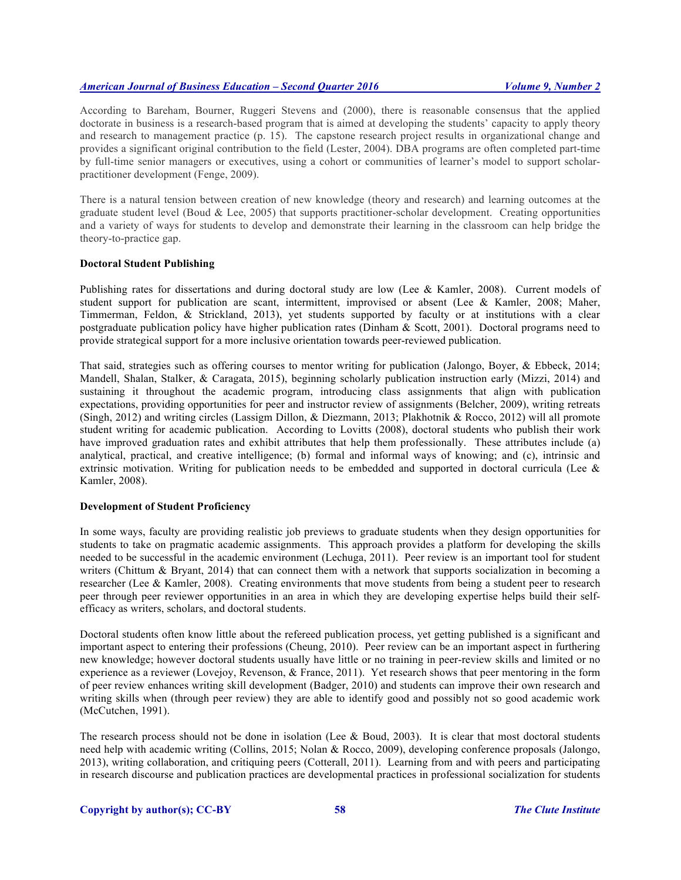According to Bareham, Bourner, Ruggeri Stevens and (2000), there is reasonable consensus that the applied doctorate in business is a research-based program that is aimed at developing the students' capacity to apply theory and research to management practice (p. 15). The capstone research project results in organizational change and provides a significant original contribution to the field (Lester, 2004). DBA programs are often completed part-time by full-time senior managers or executives, using a cohort or communities of learner's model to support scholar-practitioner development (Fenge, 2009).

There is a natural tension between creation of new knowledge (theory and research) and learning outcomes at the graduate student level (Boud & Lee, 2005) that supports practitioner-scholar development. Creating opportunities and a variety of ways for students to develop and demonstrate their learning in the classroom can help bridge the theory-to-practice gap.

**Doctoral Student Publishing**

Publishing rates for dissertations and during doctoral study are low (Lee & Kamler, 2008). Current models of student support for publication are scant, intermittent, improvised or absent (Lee & Kamler, 2008; Maher, Timmerman, Feldon, & Strickland, 2013), yet students supported by faculty or at institutions with a clear postgraduate publication policy have higher publication rates (Dinham & Scott, 2001). Doctoral programs need to provide strategical support for a more inclusive orientation towards peer-reviewed publication.

That said, strategies such as offering courses to mentor writing for publication (Jalongo, Boyer, & Ebbeck, 2014; Mandell, Shalan, Stalker, & Caragata, 2015), beginning scholarly publication instruction early (Mizzi, 2014) and sustaining it throughout the academic program, introducing class assignments that align with publication expectations, providing opportunities for peer and instructor review of assignments (Belcher, 2009), writing retreats (Singh, 2012) and writing circles (Lassigm Dillon, & Diezmann, 2013; Plakhotnik & Rocco, 2012) will all promote student writing for academic publication. According to Lovitts (2008), doctoral students who publish their work have improved graduation rates and exhibit attributes that help them professionally. These attributes include (a) analytical, practical, and creative intelligence; (b) formal and informal ways of knowing; and (c), intrinsic and extrinsic motivation. Writing for publication needs to be embedded and supported in doctoral curricula (Lee & Kamler, 2008).

**Development of Student Proficiency**

In some ways, faculty are providing realistic job previews to graduate students when they design opportunities for students to take on pragmatic academic assignments. This approach provides a platform for developing the skills needed to be successful in the academic environment (Lechuga, 2011). Peer review is an important tool for student writers (Chittum & Bryant, 2014) that can connect them with a network that supports socialization in becoming a researcher (Lee & Kamler, 2008). Creating environments that move students from being a student peer to research peer through peer reviewer opportunities in an area in which they are developing expertise helps build their self-efficacy as writers, scholars, and doctoral students.

Doctoral students often know little about the refereed publication process, yet getting published is a significant and important aspect to entering their professions (Cheung, 2010). Peer review can be an important aspect in furthering new knowledge; however doctoral students usually have little or no training in peer-review skills and limited or no experience as a reviewer (Lovejoy, Revenson, & France, 2011). Yet research shows that peer mentoring in the form of peer review enhances writing skill development (Badger, 2010) and students can improve their own research and writing skills when (through peer review) they are able to identify good and possibly not so good academic work (McCutchen, 1991).

The research process should not be done in isolation (Lee & Boud, 2003). It is clear that most doctoral students need help with academic writing (Collins, 2015; Nolan & Rocco, 2009), developing conference proposals (Jalongo, 2013), writing collaboration, and critiquing peers (Cotterall, 2011). Learning from and with peers and participating in research discourse and publication practices are developmental practices in professional socialization for students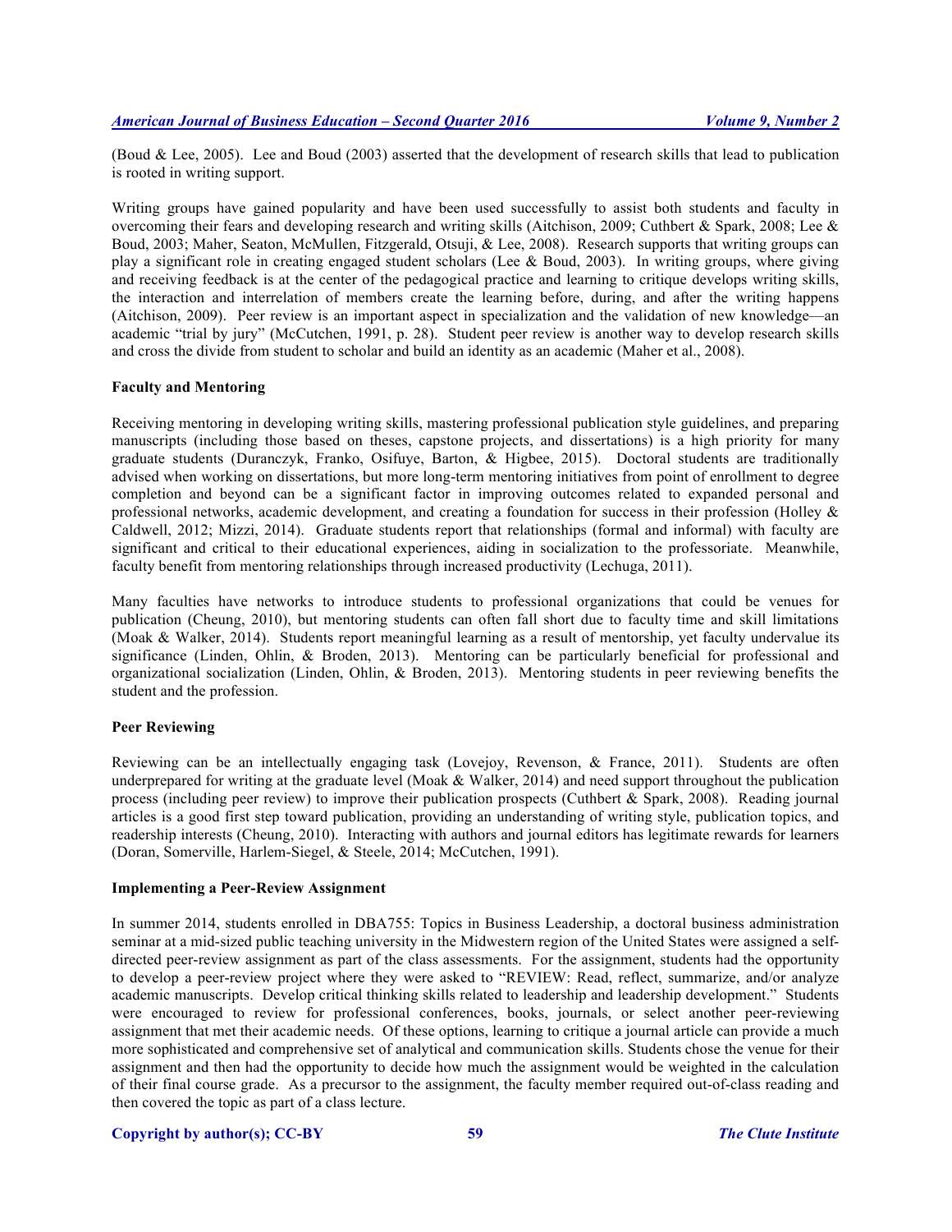(Boud & Lee, 2005). Lee and Boud (2003) asserted that the development of research skills that lead to publication is rooted in writing support.

Writing groups have gained popularity and have been used successfully to assist both students and faculty in overcoming their fears and developing research and writing skills (Aitchison, 2009; Cuthbert & Spark, 2008; Lee & Boud, 2003; Maher, Seaton, McMullen, Fitzgerald, Otsuji, & Lee, 2008). Research supports that writing groups can play a significant role in creating engaged student scholars (Lee & Boud, 2003). In writing groups, where giving and receiving feedback is at the center of the pedagogical practice and learning to critique develops writing skills, the interaction and interrelation of members create the learning before, during, and after the writing happens (Aitchison, 2009). Peer review is an important aspect in specialization and the validation of new knowledge—an academic "trial by jury" (McCutchen, 1991, p. 28). Student peer review is another way to develop research skills and cross the divide from student to scholar and build an identity as an academic (Maher et al., 2008).

**Faculty and Mentoring**

Receiving mentoring in developing writing skills, mastering professional publication style guidelines, and preparing manuscripts (including those based on theses, capstone projects, and dissertations) is a high priority for many graduate students (Duranczyk, Franko, Osifuye, Barton, & Higbee, 2015). Doctoral students are traditionally advised when working on dissertations, but more long-term mentoring initiatives from point of enrollment to degree completion and beyond can be a significant factor in improving outcomes related to expanded personal and professional networks, academic development, and creating a foundation for success in their profession (Holley & Caldwell, 2012; Mizzi, 2014). Graduate students report that relationships (formal and informal) with faculty are significant and critical to their educational experiences, aiding in socialization to the professoriate. Meanwhile, faculty benefit from mentoring relationships through increased productivity (Lechuga, 2011).

Many faculties have networks to introduce students to professional organizations that could be venues for publication (Cheung, 2010), but mentoring students can often fall short due to faculty time and skill limitations (Moak & Walker, 2014). Students report meaningful learning as a result of mentorship, yet faculty undervalue its significance (Linden, Ohlin, & Broden, 2013). Mentoring can be particularly beneficial for professional and organizational socialization (Linden, Ohlin, & Broden, 2013). Mentoring students in peer reviewing benefits the student and the profession.

**Peer Reviewing**

Reviewing can be an intellectually engaging task (Lovejoy, Revenson, & France, 2011). Students are often underprepared for writing at the graduate level (Moak & Walker, 2014) and need support throughout the publication process (including peer review) to improve their publication prospects (Cuthbert & Spark, 2008). Reading journal articles is a good first step toward publication, providing an understanding of writing style, publication topics, and readership interests (Cheung, 2010). Interacting with authors and journal editors has legitimate rewards for learners (Doran, Somerville, Harlem-Siegel, & Steele, 2014; McCutchen, 1991).

**Implementing a Peer-Review Assignment**

In summer 2014, students enrolled in DBA755: Topics in Business Leadership, a doctoral business administration seminar at a mid-sized public teaching university in the Midwestern region of the United States were assigned a self-directed peer-review assignment as part of the class assessments. For the assignment, students had the opportunity to develop a peer-review project where they were asked to "REVIEW: Read, reflect, summarize, and/or analyze academic manuscripts. Develop critical thinking skills related to leadership and leadership development." Students were encouraged to review for professional conferences, books, journals, or select another peer-reviewing assignment that met their academic needs. Of these options, learning to critique a journal article can provide a much more sophisticated and comprehensive set of analytical and communication skills. Students chose the venue for their assignment and then had the opportunity to decide how much the assignment would be weighted in the calculation of their final course grade. As a precursor to the assignment, the faculty member required out-of-class reading and then covered the topic as part of a class lecture.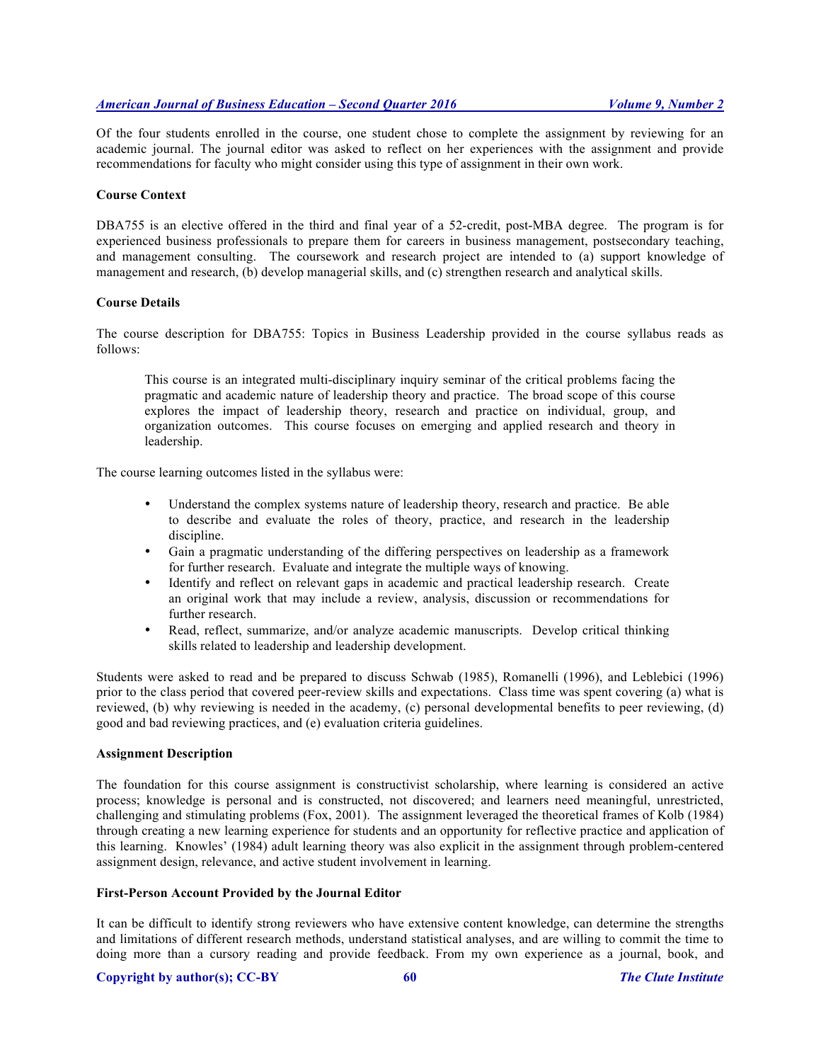Of the four students enrolled in the course, one student chose to complete the assignment by reviewing for an academic journal. The journal editor was asked to reflect on her experiences with the assignment and provide recommendations for faculty who might consider using this type of assignment in their own work.

**Course Context**

DBA755 is an elective offered in the third and final year of a 52-credit, post-MBA degree. The program is for experienced business professionals to prepare them for careers in business management, postsecondary teaching, and management consulting. The coursework and research project are intended to (a) support knowledge of management and research, (b) develop managerial skills, and (c) strengthen research and analytical skills.

**Course Details**

The course description for DBA755: Topics in Business Leadership provided in the course syllabus reads as follows:

> This course is an integrated multi-disciplinary inquiry seminar of the critical problems facing the pragmatic and academic nature of leadership theory and practice. The broad scope of this course explores the impact of leadership theory, research and practice on individual, group, and organization outcomes. This course focuses on emerging and applied research and theory in leadership.

The course learning outcomes listed in the syllabus were:

- Understand the complex systems nature of leadership theory, research and practice. Be able to describe and evaluate the roles of theory, practice, and research in the leadership discipline.
- Gain a pragmatic understanding of the differing perspectives on leadership as a framework for further research. Evaluate and integrate the multiple ways of knowing.
- Identify and reflect on relevant gaps in academic and practical leadership research. Create an original work that may include a review, analysis, discussion or recommendations for further research.
- Read, reflect, summarize, and/or analyze academic manuscripts. Develop critical thinking skills related to leadership and leadership development.

Students were asked to read and be prepared to discuss Schwab (1985), Romanelli (1996), and Leblebici (1996) prior to the class period that covered peer-review skills and expectations. Class time was spent covering (a) what is reviewed, (b) why reviewing is needed in the academy, (c) personal developmental benefits to peer reviewing, (d) good and bad reviewing practices, and (e) evaluation criteria guidelines.

**Assignment Description**

The foundation for this course assignment is constructivist scholarship, where learning is considered an active process; knowledge is personal and is constructed, not discovered; and learners need meaningful, unrestricted, challenging and stimulating problems (Fox, 2001). The assignment leveraged the theoretical frames of Kolb (1984) through creating a new learning experience for students and an opportunity for reflective practice and application of this learning. Knowles' (1984) adult learning theory was also explicit in the assignment through problem-centered assignment design, relevance, and active student involvement in learning.

**First-Person Account Provided by the Journal Editor**

It can be difficult to identify strong reviewers who have extensive content knowledge, can determine the strengths and limitations of different research methods, understand statistical analyses, and are willing to commit the time to doing more than a cursory reading and provide feedback. From my own experience as a journal, book, and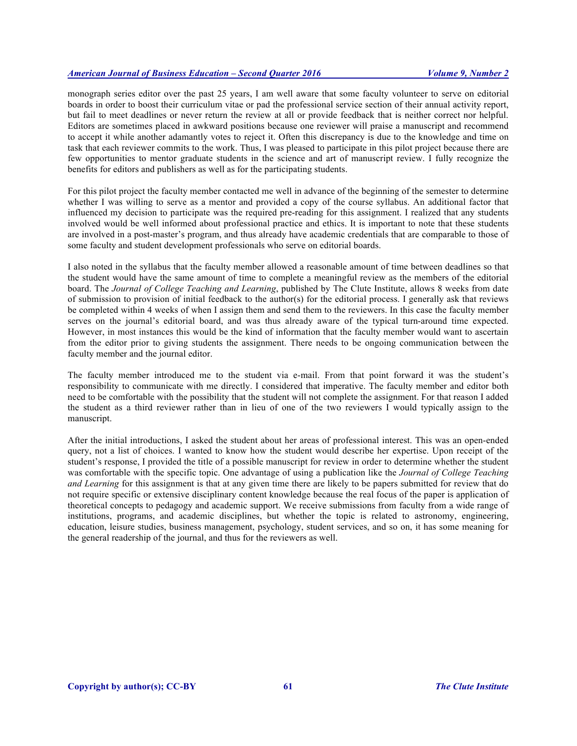monograph series editor over the past 25 years, I am well aware that some faculty volunteer to serve on editorial boards in order to boost their curriculum vitae or pad the professional service section of their annual activity report, but fail to meet deadlines or never return the review at all or provide feedback that is neither correct nor helpful. Editors are sometimes placed in awkward positions because one reviewer will praise a manuscript and recommend to accept it while another adamantly votes to reject it. Often this discrepancy is due to the knowledge and time on task that each reviewer commits to the work. Thus, I was pleased to participate in this pilot project because there are few opportunities to mentor graduate students in the science and art of manuscript review. I fully recognize the benefits for editors and publishers as well as for the participating students.

For this pilot project the faculty member contacted me well in advance of the beginning of the semester to determine whether I was willing to serve as a mentor and provided a copy of the course syllabus. An additional factor that influenced my decision to participate was the required pre-reading for this assignment. I realized that any students involved would be well informed about professional practice and ethics. It is important to note that these students are involved in a post-master's program, and thus already have academic credentials that are comparable to those of some faculty and student development professionals who serve on editorial boards.

I also noted in the syllabus that the faculty member allowed a reasonable amount of time between deadlines so that the student would have the same amount of time to complete a meaningful review as the members of the editorial board. The *Journal of College Teaching and Learning*, published by The Clute Institute, allows 8 weeks from date of submission to provision of initial feedback to the author(s) for the editorial process. I generally ask that reviews be completed within 4 weeks of when I assign them and send them to the reviewers. In this case the faculty member serves on the journal's editorial board, and was thus already aware of the typical turn-around time expected. However, in most instances this would be the kind of information that the faculty member would want to ascertain from the editor prior to giving students the assignment. There needs to be ongoing communication between the faculty member and the journal editor.

The faculty member introduced me to the student via e-mail. From that point forward it was the student's responsibility to communicate with me directly. I considered that imperative. The faculty member and editor both need to be comfortable with the possibility that the student will not complete the assignment. For that reason I added the student as a third reviewer rather than in lieu of one of the two reviewers I would typically assign to the manuscript.

After the initial introductions, I asked the student about her areas of professional interest. This was an open-ended query, not a list of choices. I wanted to know how the student would describe her expertise. Upon receipt of the student's response, I provided the title of a possible manuscript for review in order to determine whether the student was comfortable with the specific topic. One advantage of using a publication like the *Journal of College Teaching and Learning* for this assignment is that at any given time there are likely to be papers submitted for review that do not require specific or extensive disciplinary content knowledge because the real focus of the paper is application of theoretical concepts to pedagogy and academic support. We receive submissions from faculty from a wide range of institutions, programs, and academic disciplines, but whether the topic is related to astronomy, engineering, education, leisure studies, business management, psychology, student services, and so on, it has some meaning for the general readership of the journal, and thus for the reviewers as well.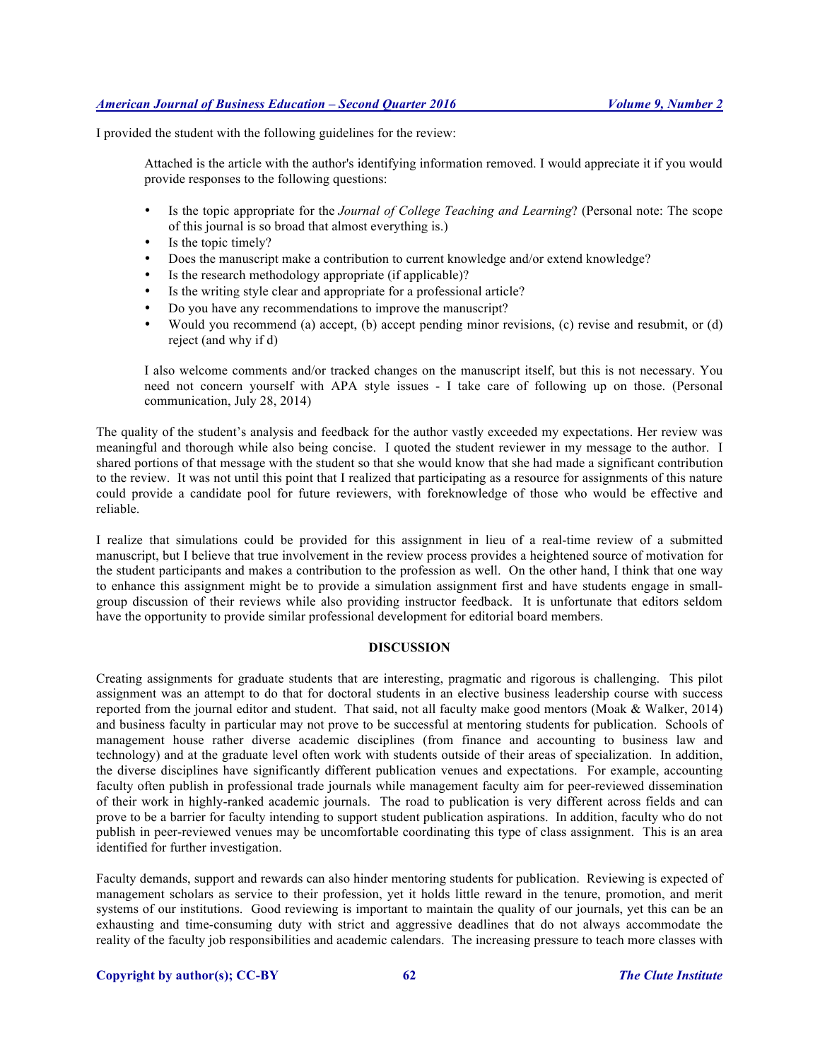I provided the student with the following guidelines for the review:

> Attached is the article with the author's identifying information removed. I would appreciate it if you would provide responses to the following questions:
>
> - Is the topic appropriate for the *Journal of College Teaching and Learning*? (Personal note: The scope of this journal is so broad that almost everything is.)
> - Is the topic timely?
> - Does the manuscript make a contribution to current knowledge and/or extend knowledge?
> - Is the research methodology appropriate (if applicable)?
> - Is the writing style clear and appropriate for a professional article?
> - Do you have any recommendations to improve the manuscript?
> - Would you recommend (a) accept, (b) accept pending minor revisions, (c) revise and resubmit, or (d) reject (and why if d)
>
> I also welcome comments and/or tracked changes on the manuscript itself, but this is not necessary. You need not concern yourself with APA style issues - I take care of following up on those. (Personal communication, July 28, 2014)

The quality of the student's analysis and feedback for the author vastly exceeded my expectations. Her review was meaningful and thorough while also being concise. I quoted the student reviewer in my message to the author. I shared portions of that message with the student so that she would know that she had made a significant contribution to the review. It was not until this point that I realized that participating as a resource for assignments of this nature could provide a candidate pool for future reviewers, with foreknowledge of those who would be effective and reliable.

I realize that simulations could be provided for this assignment in lieu of a real-time review of a submitted manuscript, but I believe that true involvement in the review process provides a heightened source of motivation for the student participants and makes a contribution to the profession as well. On the other hand, I think that one way to enhance this assignment might be to provide a simulation assignment first and have students engage in small-group discussion of their reviews while also providing instructor feedback. It is unfortunate that editors seldom have the opportunity to provide similar professional development for editorial board members.

## DISCUSSION

Creating assignments for graduate students that are interesting, pragmatic and rigorous is challenging. This pilot assignment was an attempt to do that for doctoral students in an elective business leadership course with success reported from the journal editor and student. That said, not all faculty make good mentors (Moak & Walker, 2014) and business faculty in particular may not prove to be successful at mentoring students for publication. Schools of management house rather diverse academic disciplines (from finance and accounting to business law and technology) and at the graduate level often work with students outside of their areas of specialization. In addition, the diverse disciplines have significantly different publication venues and expectations. For example, accounting faculty often publish in professional trade journals while management faculty aim for peer-reviewed dissemination of their work in highly-ranked academic journals. The road to publication is very different across fields and can prove to be a barrier for faculty intending to support student publication aspirations. In addition, faculty who do not publish in peer-reviewed venues may be uncomfortable coordinating this type of class assignment. This is an area identified for further investigation.

Faculty demands, support and rewards can also hinder mentoring students for publication. Reviewing is expected of management scholars as service to their profession, yet it holds little reward in the tenure, promotion, and merit systems of our institutions. Good reviewing is important to maintain the quality of our journals, yet this can be an exhausting and time-consuming duty with strict and aggressive deadlines that do not always accommodate the reality of the faculty job responsibilities and academic calendars. The increasing pressure to teach more classes with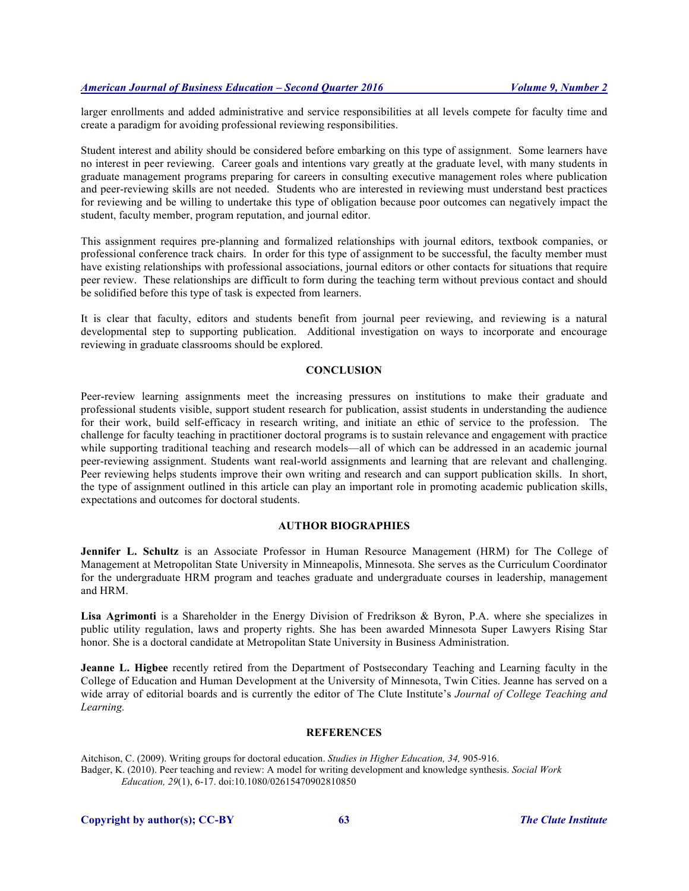larger enrollments and added administrative and service responsibilities at all levels compete for faculty time and create a paradigm for avoiding professional reviewing responsibilities.

Student interest and ability should be considered before embarking on this type of assignment. Some learners have no interest in peer reviewing. Career goals and intentions vary greatly at the graduate level, with many students in graduate management programs preparing for careers in consulting executive management roles where publication and peer-reviewing skills are not needed. Students who are interested in reviewing must understand best practices for reviewing and be willing to undertake this type of obligation because poor outcomes can negatively impact the student, faculty member, program reputation, and journal editor.

This assignment requires pre-planning and formalized relationships with journal editors, textbook companies, or professional conference track chairs. In order for this type of assignment to be successful, the faculty member must have existing relationships with professional associations, journal editors or other contacts for situations that require peer review. These relationships are difficult to form during the teaching term without previous contact and should be solidified before this type of task is expected from learners.

It is clear that faculty, editors and students benefit from journal peer reviewing, and reviewing is a natural developmental step to supporting publication. Additional investigation on ways to incorporate and encourage reviewing in graduate classrooms should be explored.

## CONCLUSION

Peer-review learning assignments meet the increasing pressures on institutions to make their graduate and professional students visible, support student research for publication, assist students in understanding the audience for their work, build self-efficacy in research writing, and initiate an ethic of service to the profession. The challenge for faculty teaching in practitioner doctoral programs is to sustain relevance and engagement with practice while supporting traditional teaching and research models—all of which can be addressed in an academic journal peer-reviewing assignment. Students want real-world assignments and learning that are relevant and challenging. Peer reviewing helps students improve their own writing and research and can support publication skills. In short, the type of assignment outlined in this article can play an important role in promoting academic publication skills, expectations and outcomes for doctoral students.

## AUTHOR BIOGRAPHIES

**Jennifer L. Schultz** is an Associate Professor in Human Resource Management (HRM) for The College of Management at Metropolitan State University in Minneapolis, Minnesota. She serves as the Curriculum Coordinator for the undergraduate HRM program and teaches graduate and undergraduate courses in leadership, management and HRM.

**Lisa Agrimonti** is a Shareholder in the Energy Division of Fredrikson & Byron, P.A. where she specializes in public utility regulation, laws and property rights. She has been awarded Minnesota Super Lawyers Rising Star honor. She is a doctoral candidate at Metropolitan State University in Business Administration.

**Jeanne L. Higbee** recently retired from the Department of Postsecondary Teaching and Learning faculty in the College of Education and Human Development at the University of Minnesota, Twin Cities. Jeanne has served on a wide array of editorial boards and is currently the editor of The Clute Institute's *Journal of College Teaching and Learning.*

## REFERENCES

Aitchison, C. (2009). Writing groups for doctoral education. *Studies in Higher Education, 34,* 905-916.

Badger, K. (2010). Peer teaching and review: A model for writing development and knowledge synthesis. *Social Work Education, 29*(1), 6-17. doi:10.1080/02615470902810850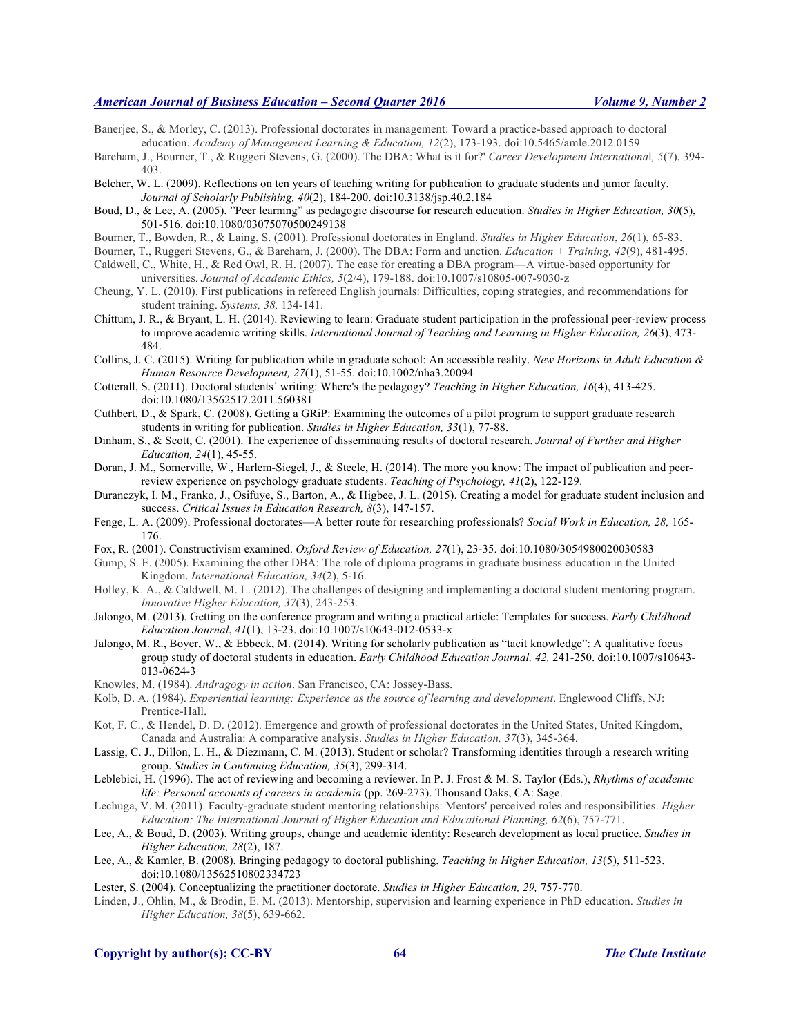Banerjee, S., & Morley, C. (2013). Professional doctorates in management: Toward a practice-based approach to doctoral education. *Academy of Management Learning & Education, 12*(2), 173-193. doi:10.5465/amle.2012.0159

Bareham, J., Bourner, T., & Ruggeri Stevens, G. (2000). The DBA: What is it for?' *Career Development International, 5*(7), 394-403.

Belcher, W. L. (2009). Reflections on ten years of teaching writing for publication to graduate students and junior faculty. *Journal of Scholarly Publishing, 40*(2), 184-200. doi:10.3138/jsp.40.2.184

Boud, D., & Lee, A. (2005). "Peer learning" as pedagogic discourse for research education. *Studies in Higher Education, 30*(5), 501-516. doi:10.1080/03075070500249138

Bourner, T., Bowden, R., & Laing, S. (2001). Professional doctorates in England. *Studies in Higher Education*, *26*(1), 65-83.

Bourner, T., Ruggeri Stevens, G., & Bareham, J. (2000). The DBA: Form and unction. *Education + Training, 42*(9), 481-495.

Caldwell, C., White, H., & Red Owl, R. H. (2007). The case for creating a DBA program—A virtue-based opportunity for universities. *Journal of Academic Ethics, 5*(2/4), 179-188. doi:10.1007/s10805-007-9030-z

Cheung, Y. L. (2010). First publications in refereed English journals: Difficulties, coping strategies, and recommendations for student training. *Systems, 38,* 134-141.

Chittum, J. R., & Bryant, L. H. (2014). Reviewing to learn: Graduate student participation in the professional peer-review process to improve academic writing skills. *International Journal of Teaching and Learning in Higher Education, 26*(3), 473-484.

Collins, J. C. (2015). Writing for publication while in graduate school: An accessible reality. *New Horizons in Adult Education & Human Resource Development, 27*(1), 51-55. doi:10.1002/nha3.20094

Cotterall, S. (2011). Doctoral students' writing: Where's the pedagogy? *Teaching in Higher Education, 16*(4), 413-425. doi:10.1080/13562517.2011.560381

Cuthbert, D., & Spark, C. (2008). Getting a GRiP: Examining the outcomes of a pilot program to support graduate research students in writing for publication. *Studies in Higher Education, 33*(1), 77-88.

Dinham, S., & Scott, C. (2001). The experience of disseminating results of doctoral research. *Journal of Further and Higher Education, 24*(1), 45-55.

Doran, J. M., Somerville, W., Harlem-Siegel, J., & Steele, H. (2014). The more you know: The impact of publication and peer-review experience on psychology graduate students. *Teaching of Psychology, 41*(2), 122-129.

Duranczyk, I. M., Franko, J., Osifuye, S., Barton, A., & Higbee, J. L. (2015). Creating a model for graduate student inclusion and success. *Critical Issues in Education Research, 8*(3), 147-157.

Fenge, L. A. (2009). Professional doctorates—A better route for researching professionals? *Social Work in Education, 28,* 165-176.

Fox, R. (2001). Constructivism examined. *Oxford Review of Education, 27*(1), 23-35. doi:10.1080/3054980020030583

Gump, S. E. (2005). Examining the other DBA: The role of diploma programs in graduate business education in the United Kingdom. *International Education, 34*(2), 5-16.

Holley, K. A., & Caldwell, M. L. (2012). The challenges of designing and implementing a doctoral student mentoring program. *Innovative Higher Education, 37*(3), 243-253.

Jalongo, M. (2013). Getting on the conference program and writing a practical article: Templates for success. *Early Childhood Education Journal*, *41*(1), 13-23. doi:10.1007/s10643-012-0533-x

Jalongo, M. R., Boyer, W., & Ebbeck, M. (2014). Writing for scholarly publication as "tacit knowledge": A qualitative focus group study of doctoral students in education. *Early Childhood Education Journal, 42,* 241-250. doi:10.1007/s10643-013-0624-3

Knowles, M. (1984). *Andragogy in action*. San Francisco, CA: Jossey-Bass.

Kolb, D. A. (1984). *Experiential learning: Experience as the source of learning and development*. Englewood Cliffs, NJ: Prentice-Hall.

Kot, F. C., & Hendel, D. D. (2012). Emergence and growth of professional doctorates in the United States, United Kingdom, Canada and Australia: A comparative analysis. *Studies in Higher Education, 37*(3), 345-364.

Lassig, C. J., Dillon, L. H., & Diezmann, C. M. (2013). Student or scholar? Transforming identities through a research writing group. *Studies in Continuing Education, 35*(3), 299-314.

Leblebici, H. (1996). The act of reviewing and becoming a reviewer. In P. J. Frost & M. S. Taylor (Eds.), *Rhythms of academic life: Personal accounts of careers in academia* (pp. 269-273). Thousand Oaks, CA: Sage.

Lechuga, V. M. (2011). Faculty-graduate student mentoring relationships: Mentors' perceived roles and responsibilities. *Higher Education: The International Journal of Higher Education and Educational Planning, 62*(6), 757-771.

Lee, A., & Boud, D. (2003). Writing groups, change and academic identity: Research development as local practice. *Studies in Higher Education, 28*(2), 187.

Lee, A., & Kamler, B. (2008). Bringing pedagogy to doctoral publishing. *Teaching in Higher Education, 13*(5), 511-523. doi:10.1080/13562510802334723

Lester, S. (2004). Conceptualizing the practitioner doctorate. *Studies in Higher Education, 29,* 757-770.

Linden, J., Ohlin, M., & Brodin, E. M. (2013). Mentorship, supervision and learning experience in PhD education. *Studies in Higher Education, 38*(5), 639-662.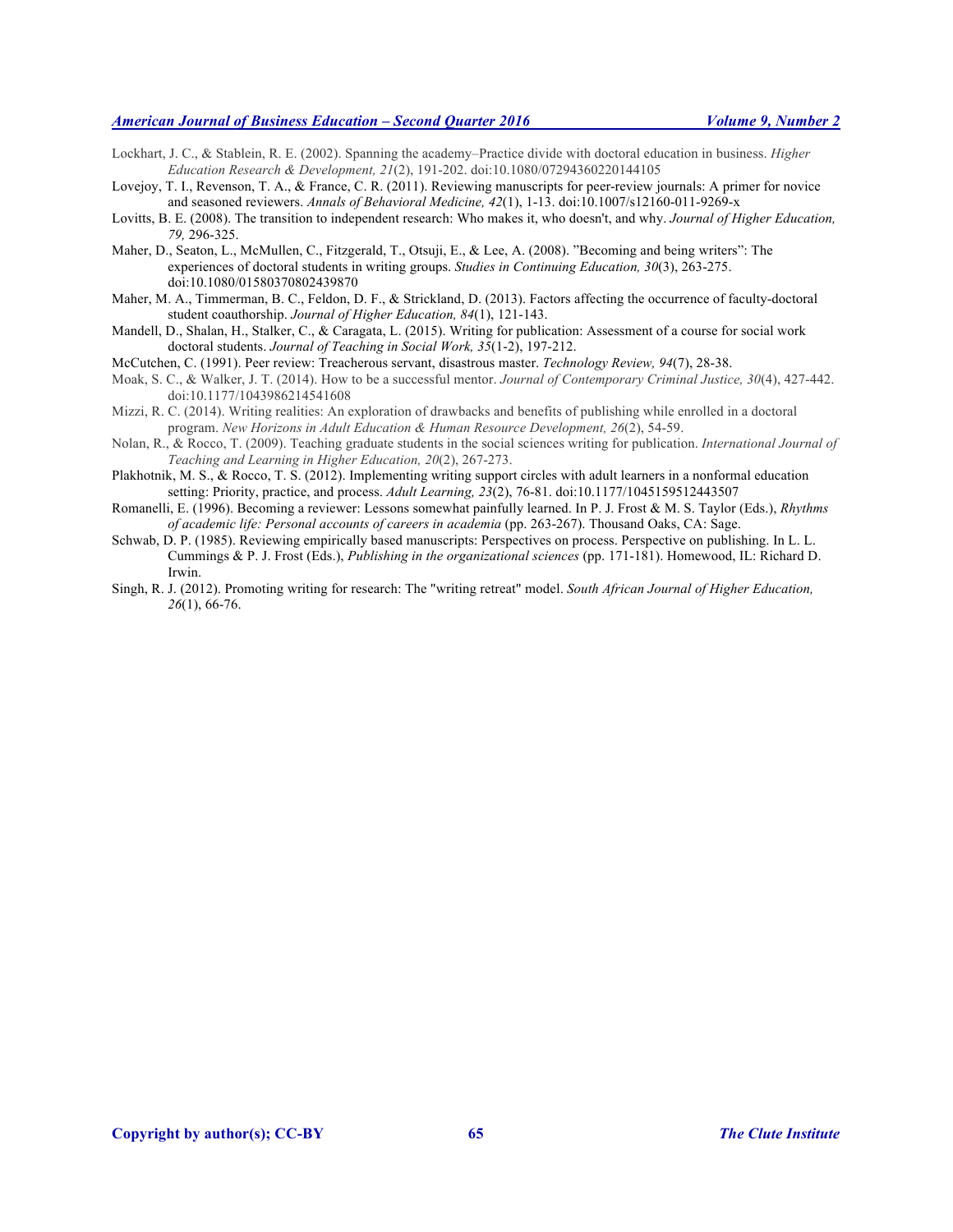Lockhart, J. C., & Stablein, R. E. (2002). Spanning the academy–Practice divide with doctoral education in business. *Higher Education Research & Development, 21*(2), 191-202. doi:10.1080/07294360220144105

Lovejoy, T. I., Revenson, T. A., & France, C. R. (2011). Reviewing manuscripts for peer-review journals: A primer for novice and seasoned reviewers. *Annals of Behavioral Medicine, 42*(1), 1-13. doi:10.1007/s12160-011-9269-x

Lovitts, B. E. (2008). The transition to independent research: Who makes it, who doesn't, and why. *Journal of Higher Education, 79,* 296-325.

Maher, D., Seaton, L., McMullen, C., Fitzgerald, T., Otsuji, E., & Lee, A. (2008). "Becoming and being writers": The experiences of doctoral students in writing groups. *Studies in Continuing Education, 30*(3), 263-275. doi:10.1080/01580370802439870

Maher, M. A., Timmerman, B. C., Feldon, D. F., & Strickland, D. (2013). Factors affecting the occurrence of faculty-doctoral student coauthorship. *Journal of Higher Education, 84*(1), 121-143.

Mandell, D., Shalan, H., Stalker, C., & Caragata, L. (2015). Writing for publication: Assessment of a course for social work doctoral students. *Journal of Teaching in Social Work, 35*(1-2), 197-212.

McCutchen, C. (1991). Peer review: Treacherous servant, disastrous master. *Technology Review, 94*(7), 28-38.

Moak, S. C., & Walker, J. T. (2014). How to be a successful mentor. *Journal of Contemporary Criminal Justice, 30*(4), 427-442. doi:10.1177/1043986214541608

Mizzi, R. C. (2014). Writing realities: An exploration of drawbacks and benefits of publishing while enrolled in a doctoral program. *New Horizons in Adult Education & Human Resource Development, 26*(2), 54-59.

Nolan, R., & Rocco, T. (2009). Teaching graduate students in the social sciences writing for publication. *International Journal of Teaching and Learning in Higher Education, 20*(2), 267-273.

Plakhotnik, M. S., & Rocco, T. S. (2012). Implementing writing support circles with adult learners in a nonformal education setting: Priority, practice, and process. *Adult Learning, 23*(2), 76-81. doi:10.1177/1045159512443507

Romanelli, E. (1996). Becoming a reviewer: Lessons somewhat painfully learned. In P. J. Frost & M. S. Taylor (Eds.), *Rhythms of academic life: Personal accounts of careers in academia* (pp. 263-267). Thousand Oaks, CA: Sage.

Schwab, D. P. (1985). Reviewing empirically based manuscripts: Perspectives on process. Perspective on publishing. In L. L. Cummings & P. J. Frost (Eds.), *Publishing in the organizational sciences* (pp. 171-181). Homewood, IL: Richard D. Irwin.

Singh, R. J. (2012). Promoting writing for research: The "writing retreat" model. *South African Journal of Higher Education, 26*(1), 66-76.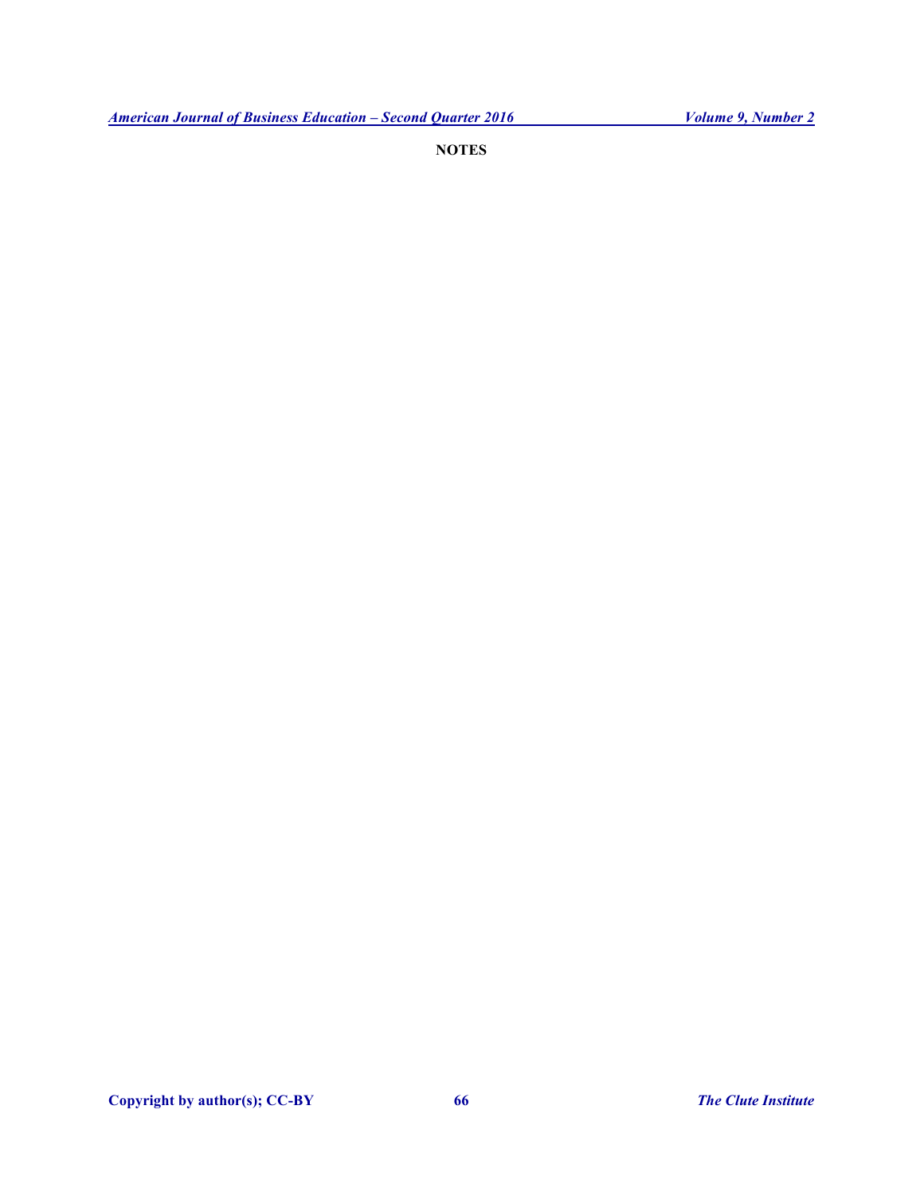**NOTES**